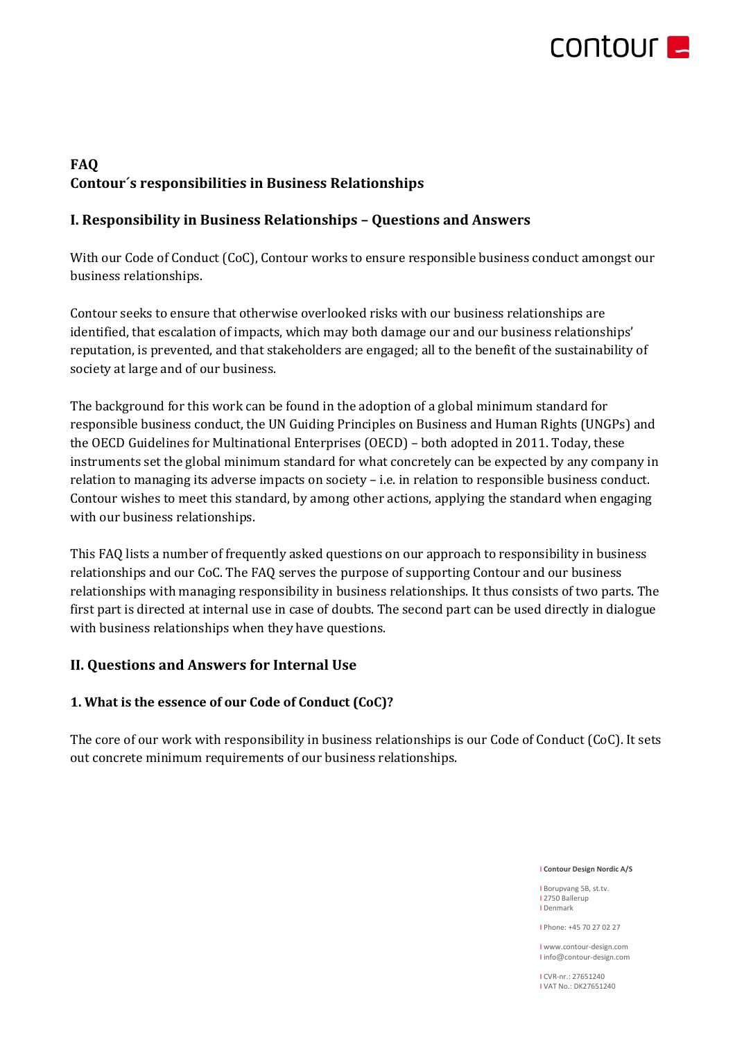**FAQ**
**Contour´s responsibilities in Business Relationships**

## I. Responsibility in Business Relationships – Questions and Answers

With our Code of Conduct (CoC), Contour works to ensure responsible business conduct amongst our business relationships.

Contour seeks to ensure that otherwise overlooked risks with our business relationships are identified, that escalation of impacts, which may both damage our and our business relationships' reputation, is prevented, and that stakeholders are engaged; all to the benefit of the sustainability of society at large and of our business.

The background for this work can be found in the adoption of a global minimum standard for responsible business conduct, the UN Guiding Principles on Business and Human Rights (UNGPs) and the OECD Guidelines for Multinational Enterprises (OECD) – both adopted in 2011. Today, these instruments set the global minimum standard for what concretely can be expected by any company in relation to managing its adverse impacts on society – i.e. in relation to responsible business conduct. Contour wishes to meet this standard, by among other actions, applying the standard when engaging with our business relationships.

This FAQ lists a number of frequently asked questions on our approach to responsibility in business relationships and our CoC. The FAQ serves the purpose of supporting Contour and our business relationships with managing responsibility in business relationships. It thus consists of two parts. The first part is directed at internal use in case of doubts. The second part can be used directly in dialogue with business relationships when they have questions.

## II. Questions and Answers for Internal Use

### 1. What is the essence of our Code of Conduct (CoC)?

The core of our work with responsibility in business relationships is our Code of Conduct (CoC). It sets out concrete minimum requirements of our business relationships.

Contour Design Nordic A/S

Borupvang 5B, st.tv.
2750 Ballerup
Denmark

Phone: +45 70 27 02 27

www.contour-design.com
info@contour-design.com

CVR-nr.: 27651240
VAT No.: DK27651240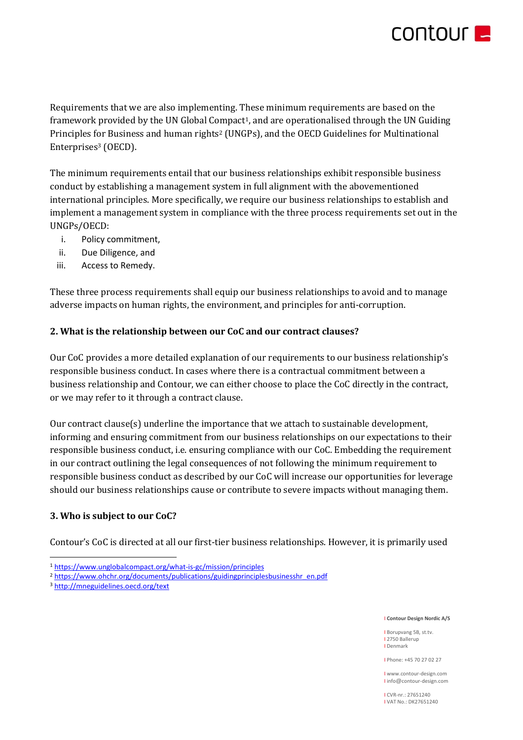Requirements that we are also implementing. These minimum requirements are based on the framework provided by the UN Global Compact[1], and are operationalised through the UN Guiding Principles for Business and human rights[2] (UNGPs), and the OECD Guidelines for Multinational Enterprises[3] (OECD).

The minimum requirements entail that our business relationships exhibit responsible business conduct by establishing a management system in full alignment with the abovementioned international principles. More specifically, we require our business relationships to establish and implement a management system in compliance with the three process requirements set out in the UNGPs/OECD:

i. Policy commitment,
ii. Due Diligence, and
iii. Access to Remedy.

These three process requirements shall equip our business relationships to avoid and to manage adverse impacts on human rights, the environment, and principles for anti-corruption.

### 2. What is the relationship between our CoC and our contract clauses?

Our CoC provides a more detailed explanation of our requirements to our business relationship's responsible business conduct. In cases where there is a contractual commitment between a business relationship and Contour, we can either choose to place the CoC directly in the contract, or we may refer to it through a contract clause.

Our contract clause(s) underline the importance that we attach to sustainable development, informing and ensuring commitment from our business relationships on our expectations to their responsible business conduct, i.e. ensuring compliance with our CoC. Embedding the requirement in our contract outlining the legal consequences of not following the minimum requirement to responsible business conduct as described by our CoC will increase our opportunities for leverage should our business relationships cause or contribute to severe impacts without managing them.

### 3. Who is subject to our CoC?

Contour's CoC is directed at all our first-tier business relationships. However, it is primarily used

[1] https://www.unglobalcompact.org/what-is-gc/mission/principles
[2] https://www.ohchr.org/documents/publications/guidingprinciplesbusinesshr_en.pdf
[3] http://mneguidelines.oecd.org/text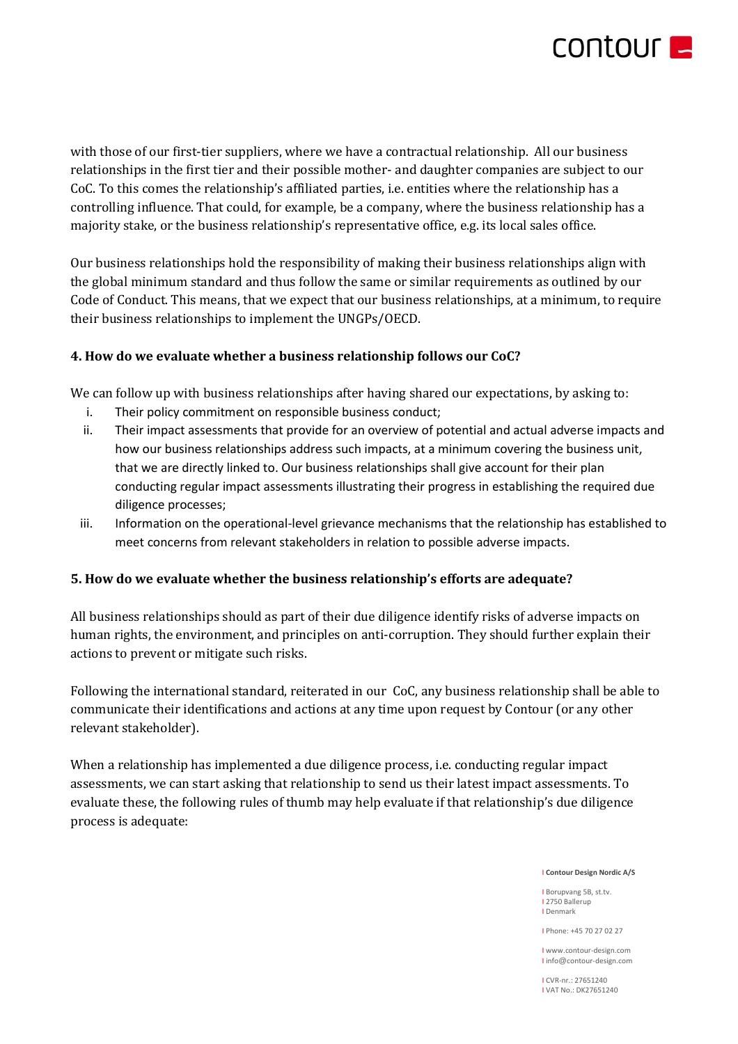with those of our first-tier suppliers, where we have a contractual relationship. All our business relationships in the first tier and their possible mother- and daughter companies are subject to our CoC. To this comes the relationship's affiliated parties, i.e. entities where the relationship has a controlling influence. That could, for example, be a company, where the business relationship has a majority stake, or the business relationship's representative office, e.g. its local sales office.

Our business relationships hold the responsibility of making their business relationships align with the global minimum standard and thus follow the same or similar requirements as outlined by our Code of Conduct. This means, that we expect that our business relationships, at a minimum, to require their business relationships to implement the UNGPs/OECD.

### 4. How do we evaluate whether a business relationship follows our CoC?

We can follow up with business relationships after having shared our expectations, by asking to:

i. Their policy commitment on responsible business conduct;
ii. Their impact assessments that provide for an overview of potential and actual adverse impacts and how our business relationships address such impacts, at a minimum covering the business unit, that we are directly linked to. Our business relationships shall give account for their plan conducting regular impact assessments illustrating their progress in establishing the required due diligence processes;
iii. Information on the operational-level grievance mechanisms that the relationship has established to meet concerns from relevant stakeholders in relation to possible adverse impacts.

### 5. How do we evaluate whether the business relationship's efforts are adequate?

All business relationships should as part of their due diligence identify risks of adverse impacts on human rights, the environment, and principles on anti-corruption. They should further explain their actions to prevent or mitigate such risks.

Following the international standard, reiterated in our CoC, any business relationship shall be able to communicate their identifications and actions at any time upon request by Contour (or any other relevant stakeholder).

When a relationship has implemented a due diligence process, i.e. conducting regular impact assessments, we can start asking that relationship to send us their latest impact assessments. To evaluate these, the following rules of thumb may help evaluate if that relationship's due diligence process is adequate: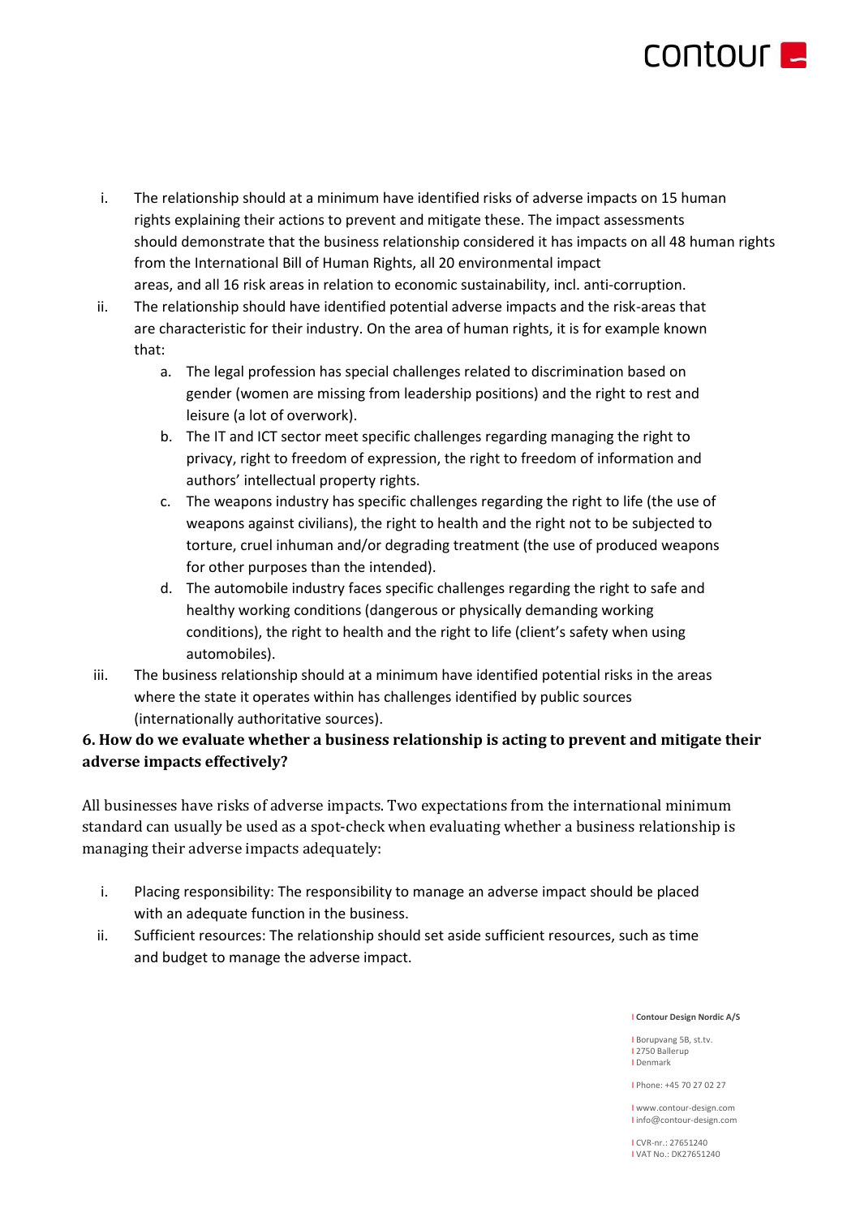i. The relationship should at a minimum have identified risks of adverse impacts on 15 human rights explaining their actions to prevent and mitigate these. The impact assessments should demonstrate that the business relationship considered it has impacts on all 48 human rights from the International Bill of Human Rights, all 20 environmental impact areas, and all 16 risk areas in relation to economic sustainability, incl. anti-corruption.

ii. The relationship should have identified potential adverse impacts and the risk-areas that are characteristic for their industry. On the area of human rights, it is for example known that:

   a. The legal profession has special challenges related to discrimination based on gender (women are missing from leadership positions) and the right to rest and leisure (a lot of overwork).
   b. The IT and ICT sector meet specific challenges regarding managing the right to privacy, right to freedom of expression, the right to freedom of information and authors' intellectual property rights.
   c. The weapons industry has specific challenges regarding the right to life (the use of weapons against civilians), the right to health and the right not to be subjected to torture, cruel inhuman and/or degrading treatment (the use of produced weapons for other purposes than the intended).
   d. The automobile industry faces specific challenges regarding the right to safe and healthy working conditions (dangerous or physically demanding working conditions), the right to health and the right to life (client's safety when using automobiles).

iii. The business relationship should at a minimum have identified potential risks in the areas where the state it operates within has challenges identified by public sources (internationally authoritative sources).

### 6. How do we evaluate whether a business relationship is acting to prevent and mitigate their adverse impacts effectively?

All businesses have risks of adverse impacts. Two expectations from the international minimum standard can usually be used as a spot-check when evaluating whether a business relationship is managing their adverse impacts adequately:

i. Placing responsibility: The responsibility to manage an adverse impact should be placed with an adequate function in the business.

ii. Sufficient resources: The relationship should set aside sufficient resources, such as time and budget to manage the adverse impact.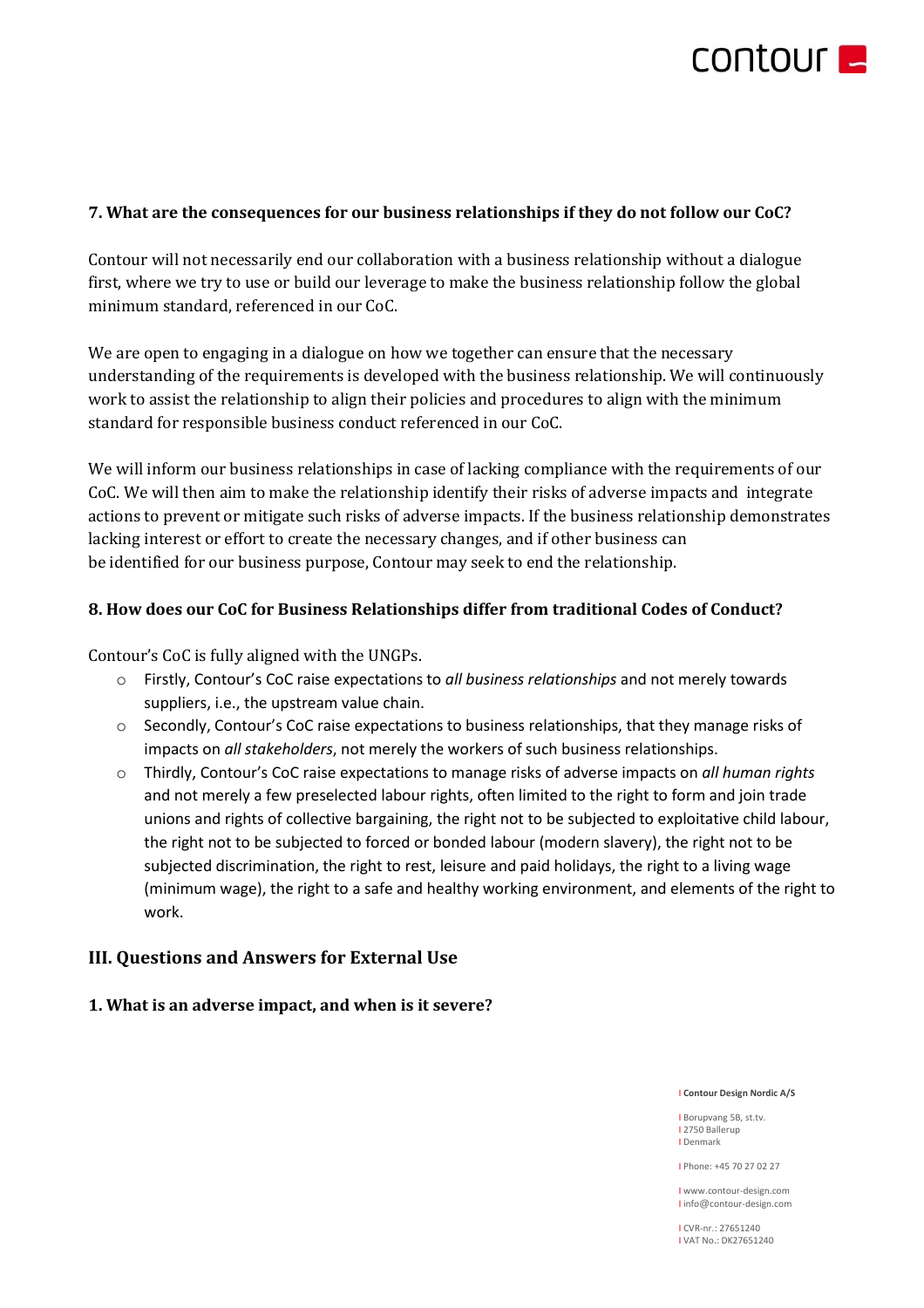### 7. What are the consequences for our business relationships if they do not follow our CoC?

Contour will not necessarily end our collaboration with a business relationship without a dialogue first, where we try to use or build our leverage to make the business relationship follow the global minimum standard, referenced in our CoC.

We are open to engaging in a dialogue on how we together can ensure that the necessary understanding of the requirements is developed with the business relationship. We will continuously work to assist the relationship to align their policies and procedures to align with the minimum standard for responsible business conduct referenced in our CoC.

We will inform our business relationships in case of lacking compliance with the requirements of our CoC. We will then aim to make the relationship identify their risks of adverse impacts and integrate actions to prevent or mitigate such risks of adverse impacts. If the business relationship demonstrates lacking interest or effort to create the necessary changes, and if other business can be identified for our business purpose, Contour may seek to end the relationship.

### 8. How does our CoC for Business Relationships differ from traditional Codes of Conduct?

Contour's CoC is fully aligned with the UNGPs.

- Firstly, Contour's CoC raise expectations to *all business relationships* and not merely towards suppliers, i.e., the upstream value chain.
- Secondly, Contour's CoC raise expectations to business relationships, that they manage risks of impacts on *all stakeholders*, not merely the workers of such business relationships.
- Thirdly, Contour's CoC raise expectations to manage risks of adverse impacts on *all human rights* and not merely a few preselected labour rights, often limited to the right to form and join trade unions and rights of collective bargaining, the right not to be subjected to exploitative child labour, the right not to be subjected to forced or bonded labour (modern slavery), the right not to be subjected discrimination, the right to rest, leisure and paid holidays, the right to a living wage (minimum wage), the right to a safe and healthy working environment, and elements of the right to work.

## III. Questions and Answers for External Use

### 1. What is an adverse impact, and when is it severe?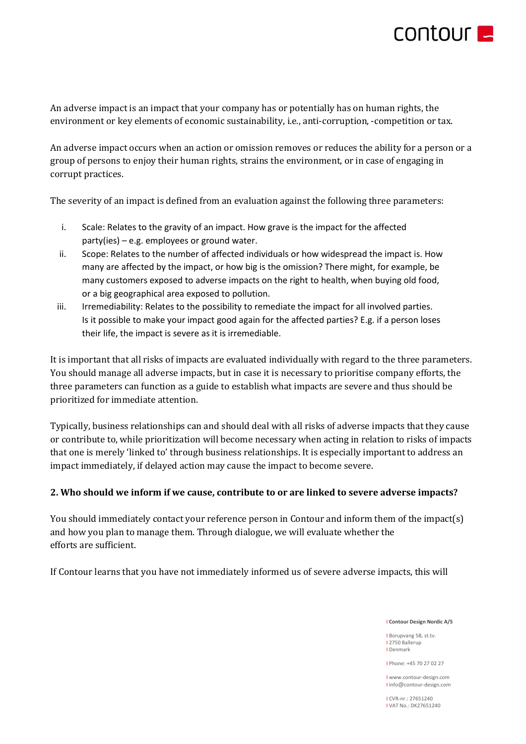An adverse impact is an impact that your company has or potentially has on human rights, the environment or key elements of economic sustainability, i.e., anti-corruption, -competition or tax.

An adverse impact occurs when an action or omission removes or reduces the ability for a person or a group of persons to enjoy their human rights, strains the environment, or in case of engaging in corrupt practices.

The severity of an impact is defined from an evaluation against the following three parameters:

i. Scale: Relates to the gravity of an impact. How grave is the impact for the affected party(ies) – e.g. employees or ground water.
ii. Scope: Relates to the number of affected individuals or how widespread the impact is. How many are affected by the impact, or how big is the omission? There might, for example, be many customers exposed to adverse impacts on the right to health, when buying old food, or a big geographical area exposed to pollution.
iii. Irremediability: Relates to the possibility to remediate the impact for all involved parties. Is it possible to make your impact good again for the affected parties? E.g. if a person loses their life, the impact is severe as it is irremediable.

It is important that all risks of impacts are evaluated individually with regard to the three parameters. You should manage all adverse impacts, but in case it is necessary to prioritise company efforts, the three parameters can function as a guide to establish what impacts are severe and thus should be prioritized for immediate attention.

Typically, business relationships can and should deal with all risks of adverse impacts that they cause or contribute to, while prioritization will become necessary when acting in relation to risks of impacts that one is merely 'linked to' through business relationships. It is especially important to address an impact immediately, if delayed action may cause the impact to become severe.

## 2. Who should we inform if we cause, contribute to or are linked to severe adverse impacts?

You should immediately contact your reference person in Contour and inform them of the impact(s) and how you plan to manage them. Through dialogue, we will evaluate whether the efforts are sufficient.

If Contour learns that you have not immediately informed us of severe adverse impacts, this will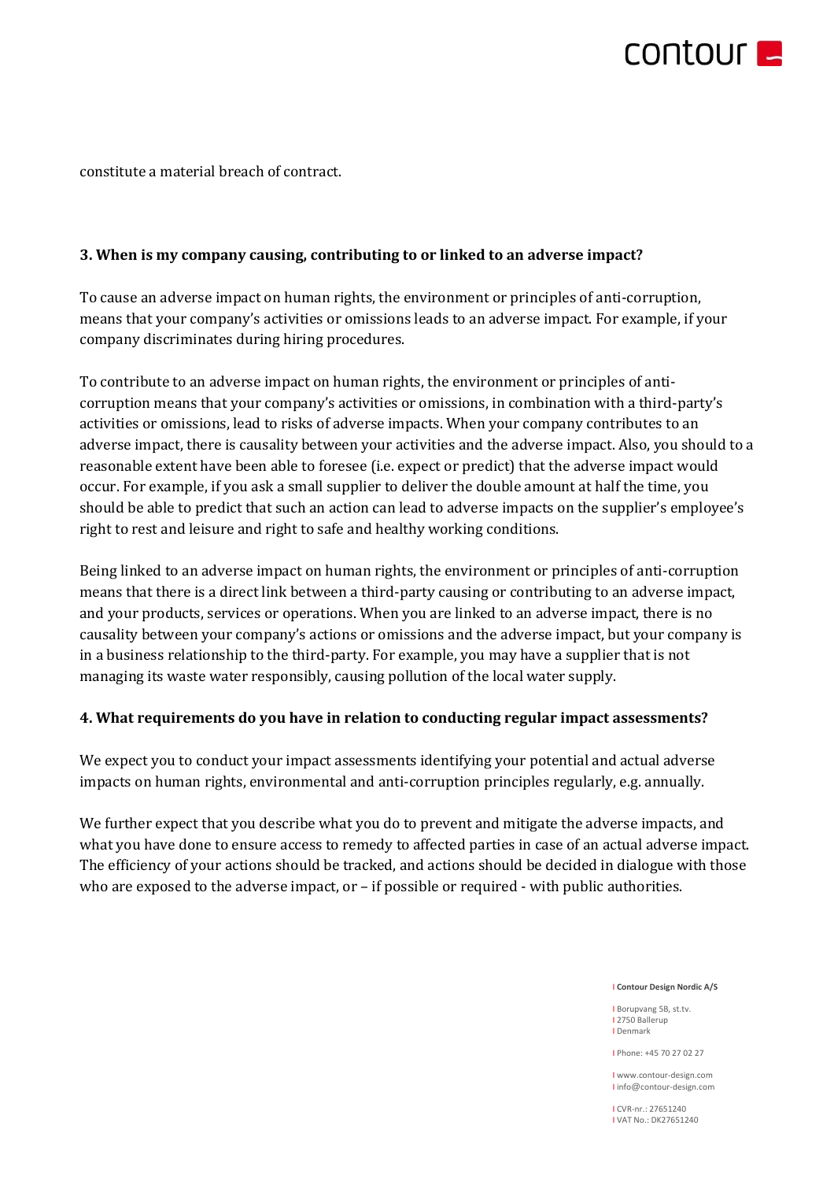constitute a material breach of contract.

**3. When is my company causing, contributing to or linked to an adverse impact?**

To cause an adverse impact on human rights, the environment or principles of anti-corruption, means that your company's activities or omissions leads to an adverse impact. For example, if your company discriminates during hiring procedures.

To contribute to an adverse impact on human rights, the environment or principles of anti-corruption means that your company's activities or omissions, in combination with a third-party's activities or omissions, lead to risks of adverse impacts. When your company contributes to an adverse impact, there is causality between your activities and the adverse impact. Also, you should to a reasonable extent have been able to foresee (i.e. expect or predict) that the adverse impact would occur. For example, if you ask a small supplier to deliver the double amount at half the time, you should be able to predict that such an action can lead to adverse impacts on the supplier's employee's right to rest and leisure and right to safe and healthy working conditions.

Being linked to an adverse impact on human rights, the environment or principles of anti-corruption means that there is a direct link between a third-party causing or contributing to an adverse impact, and your products, services or operations. When you are linked to an adverse impact, there is no causality between your company's actions or omissions and the adverse impact, but your company is in a business relationship to the third-party. For example, you may have a supplier that is not managing its waste water responsibly, causing pollution of the local water supply.

**4. What requirements do you have in relation to conducting regular impact assessments?**

We expect you to conduct your impact assessments identifying your potential and actual adverse impacts on human rights, environmental and anti-corruption principles regularly, e.g. annually.

We further expect that you describe what you do to prevent and mitigate the adverse impacts, and what you have done to ensure access to remedy to affected parties in case of an actual adverse impact. The efficiency of your actions should be tracked, and actions should be decided in dialogue with those who are exposed to the adverse impact, or – if possible or required - with public authorities.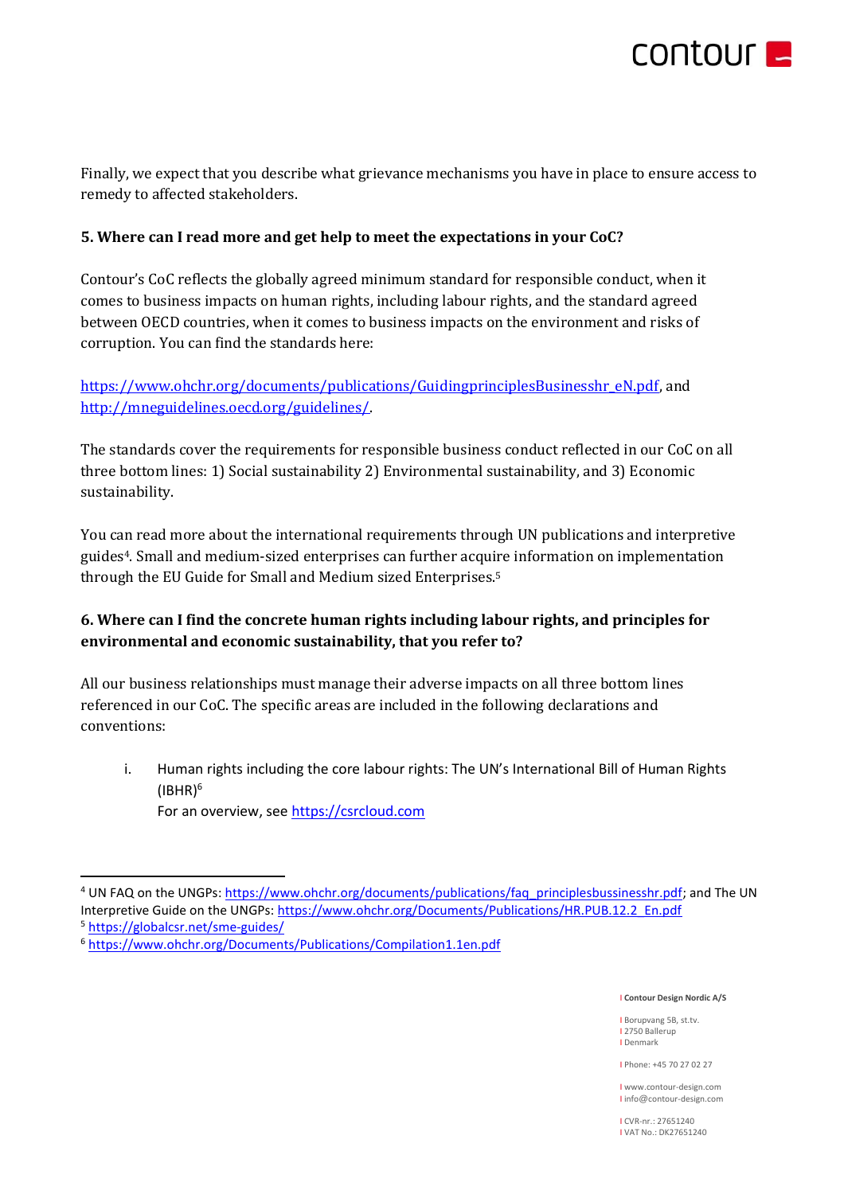Finally, we expect that you describe what grievance mechanisms you have in place to ensure access to remedy to affected stakeholders.

### 5. Where can I read more and get help to meet the expectations in your CoC?

Contour's CoC reflects the globally agreed minimum standard for responsible conduct, when it comes to business impacts on human rights, including labour rights, and the standard agreed between OECD countries, when it comes to business impacts on the environment and risks of corruption. You can find the standards here:

https://www.ohchr.org/documents/publications/GuidingprinciplesBusinesshr_eN.pdf, and http://mneguidelines.oecd.org/guidelines/.

The standards cover the requirements for responsible business conduct reflected in our CoC on all three bottom lines: 1) Social sustainability 2) Environmental sustainability, and 3) Economic sustainability.

You can read more about the international requirements through UN publications and interpretive guides[4]. Small and medium-sized enterprises can further acquire information on implementation through the EU Guide for Small and Medium sized Enterprises.[5]

### 6. Where can I find the concrete human rights including labour rights, and principles for environmental and economic sustainability, that you refer to?

All our business relationships must manage their adverse impacts on all three bottom lines referenced in our CoC. The specific areas are included in the following declarations and conventions:

i. Human rights including the core labour rights: The UN's International Bill of Human Rights (IBHR)[6]
   For an overview, see https://csrcloud.com

---

[4] UN FAQ on the UNGPs: https://www.ohchr.org/documents/publications/faq_principlesbussinesshr.pdf; and The UN Interpretive Guide on the UNGPs: https://www.ohchr.org/Documents/Publications/HR.PUB.12.2_En.pdf

[5] https://globalcsr.net/sme-guides/

[6] https://www.ohchr.org/Documents/Publications/Compilation1.1en.pdf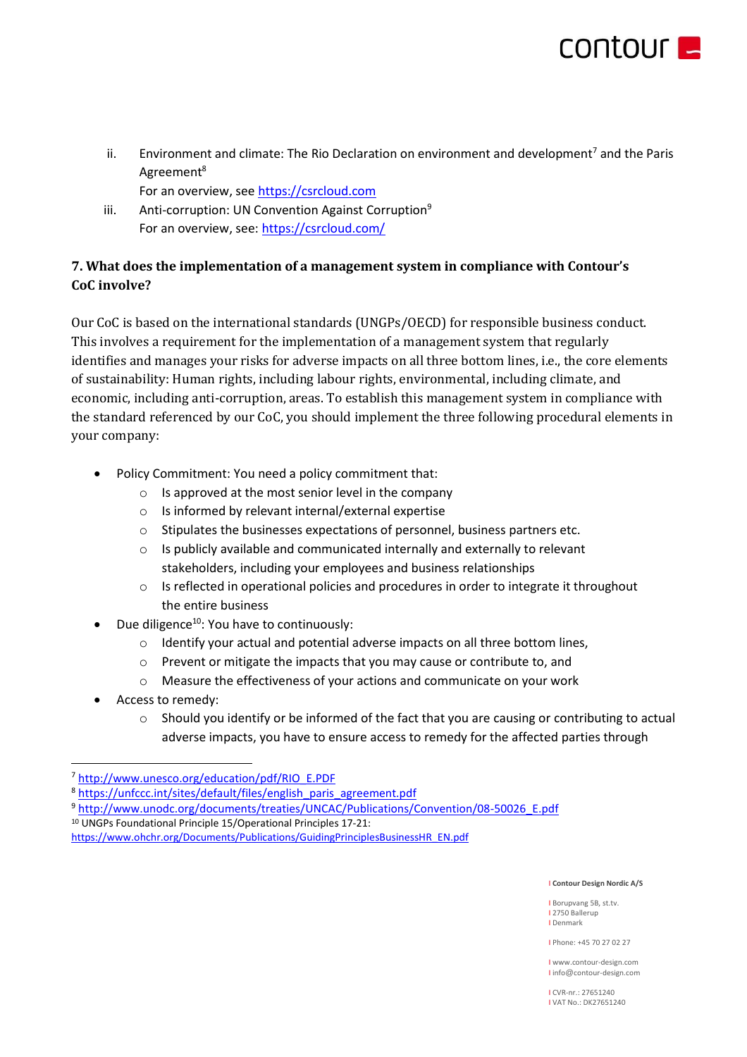ii. Environment and climate: The Rio Declaration on environment and development[7] and the Paris Agreement[8]
   For an overview, see https://csrcloud.com

iii. Anti-corruption: UN Convention Against Corruption[9]
   For an overview, see: https://csrcloud.com/

## 7. What does the implementation of a management system in compliance with Contour's CoC involve?

Our CoC is based on the international standards (UNGPs/OECD) for responsible business conduct. This involves a requirement for the implementation of a management system that regularly identifies and manages your risks for adverse impacts on all three bottom lines, i.e., the core elements of sustainability: Human rights, including labour rights, environmental, including climate, and economic, including anti-corruption, areas. To establish this management system in compliance with the standard referenced by our CoC, you should implement the three following procedural elements in your company:

- Policy Commitment: You need a policy commitment that:
  - Is approved at the most senior level in the company
  - Is informed by relevant internal/external expertise
  - Stipulates the businesses expectations of personnel, business partners etc.
  - Is publicly available and communicated internally and externally to relevant stakeholders, including your employees and business relationships
  - Is reflected in operational policies and procedures in order to integrate it throughout the entire business
- Due diligence[10]: You have to continuously:
  - Identify your actual and potential adverse impacts on all three bottom lines,
  - Prevent or mitigate the impacts that you may cause or contribute to, and
  - Measure the effectiveness of your actions and communicate on your work
- Access to remedy:
  - Should you identify or be informed of the fact that you are causing or contributing to actual adverse impacts, you have to ensure access to remedy for the affected parties through

---

[7] http://www.unesco.org/education/pdf/RIO_E.PDF

[8] https://unfccc.int/sites/default/files/english_paris_agreement.pdf

[9] http://www.unodc.org/documents/treaties/UNCAC/Publications/Convention/08-50026_E.pdf

[10] UNGPs Foundational Principle 15/Operational Principles 17-21: https://www.ohchr.org/Documents/Publications/GuidingPrinciplesBusinessHR_EN.pdf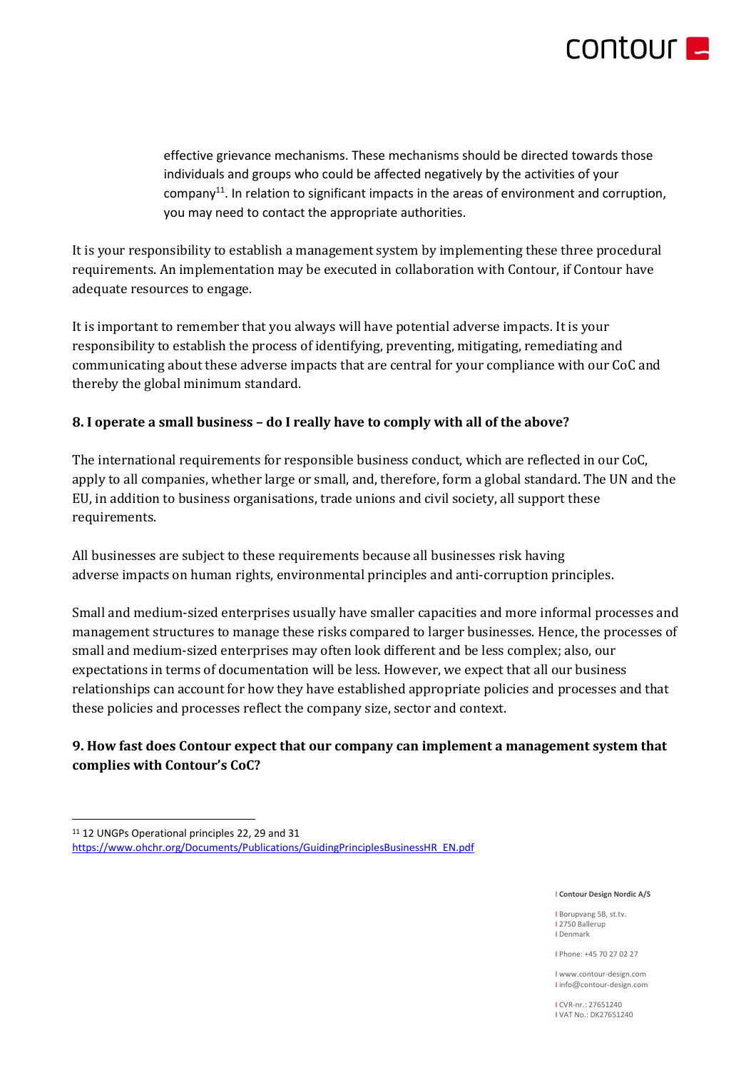effective grievance mechanisms. These mechanisms should be directed towards those individuals and groups who could be affected negatively by the activities of your company[11]. In relation to significant impacts in the areas of environment and corruption, you may need to contact the appropriate authorities.

It is your responsibility to establish a management system by implementing these three procedural requirements. An implementation may be executed in collaboration with Contour, if Contour have adequate resources to engage.

It is important to remember that you always will have potential adverse impacts. It is your responsibility to establish the process of identifying, preventing, mitigating, remediating and communicating about these adverse impacts that are central for your compliance with our CoC and thereby the global minimum standard.

### 8. I operate a small business – do I really have to comply with all of the above?

The international requirements for responsible business conduct, which are reflected in our CoC, apply to all companies, whether large or small, and, therefore, form a global standard. The UN and the EU, in addition to business organisations, trade unions and civil society, all support these requirements.

All businesses are subject to these requirements because all businesses risk having adverse impacts on human rights, environmental principles and anti-corruption principles.

Small and medium-sized enterprises usually have smaller capacities and more informal processes and management structures to manage these risks compared to larger businesses. Hence, the processes of small and medium-sized enterprises may often look different and be less complex; also, our expectations in terms of documentation will be less. However, we expect that all our business relationships can account for how they have established appropriate policies and processes and that these policies and processes reflect the company size, sector and context.

### 9. How fast does Contour expect that our company can implement a management system that complies with Contour's CoC?

---

[11] 12 UNGPs Operational principles 22, 29 and 31
https://www.ohchr.org/Documents/Publications/GuidingPrinciplesBusinessHR_EN.pdf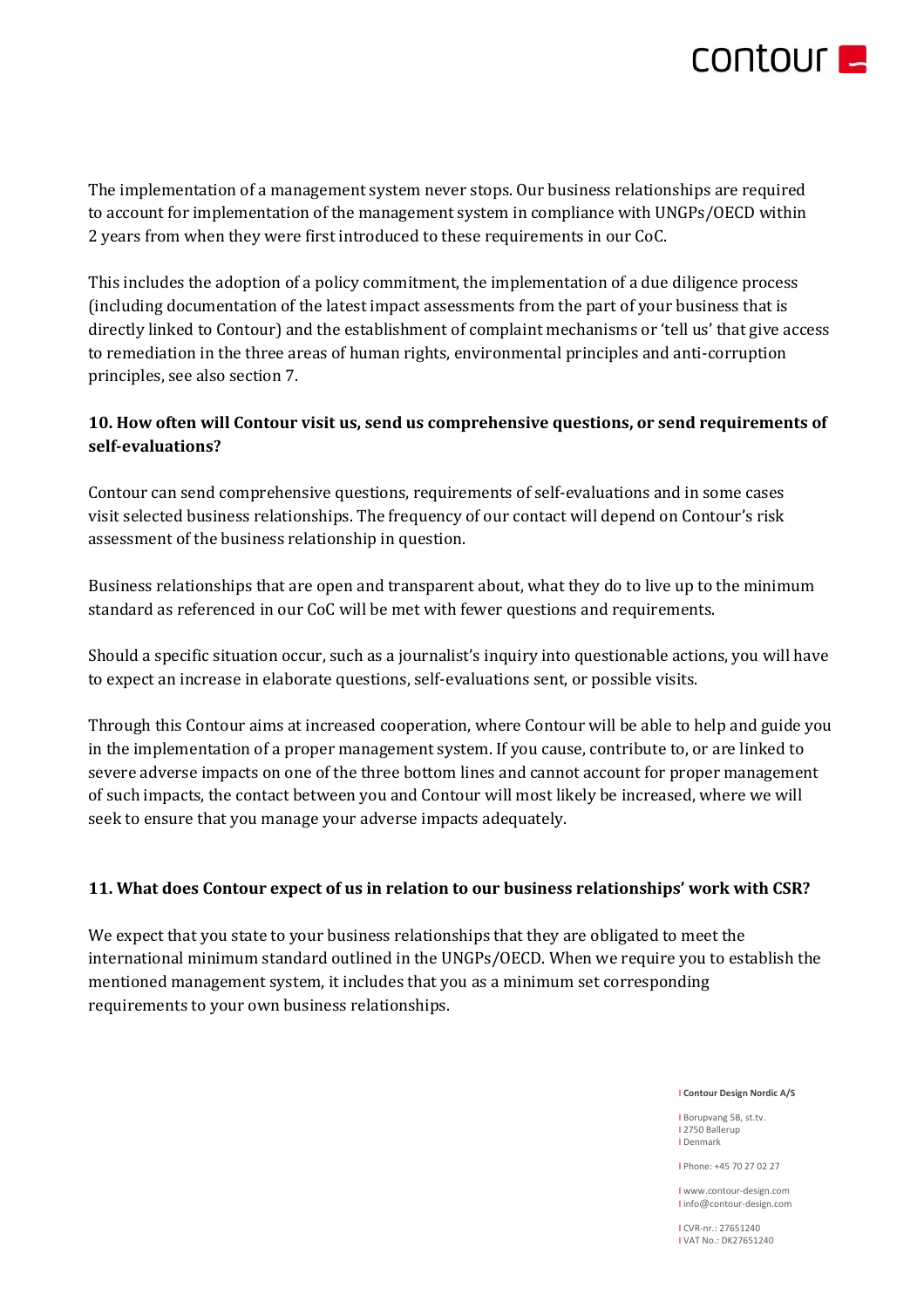The implementation of a management system never stops. Our business relationships are required to account for implementation of the management system in compliance with UNGPs/OECD within 2 years from when they were first introduced to these requirements in our CoC.

This includes the adoption of a policy commitment, the implementation of a due diligence process (including documentation of the latest impact assessments from the part of your business that is directly linked to Contour) and the establishment of complaint mechanisms or 'tell us' that give access to remediation in the three areas of human rights, environmental principles and anti-corruption principles, see also section 7.

**10. How often will Contour visit us, send us comprehensive questions, or send requirements of self-evaluations?**

Contour can send comprehensive questions, requirements of self-evaluations and in some cases visit selected business relationships. The frequency of our contact will depend on Contour's risk assessment of the business relationship in question.

Business relationships that are open and transparent about, what they do to live up to the minimum standard as referenced in our CoC will be met with fewer questions and requirements.

Should a specific situation occur, such as a journalist's inquiry into questionable actions, you will have to expect an increase in elaborate questions, self-evaluations sent, or possible visits.

Through this Contour aims at increased cooperation, where Contour will be able to help and guide you in the implementation of a proper management system. If you cause, contribute to, or are linked to severe adverse impacts on one of the three bottom lines and cannot account for proper management of such impacts, the contact between you and Contour will most likely be increased, where we will seek to ensure that you manage your adverse impacts adequately.

**11. What does Contour expect of us in relation to our business relationships' work with CSR?**

We expect that you state to your business relationships that they are obligated to meet the international minimum standard outlined in the UNGPs/OECD. When we require you to establish the mentioned management system, it includes that you as a minimum set corresponding requirements to your own business relationships.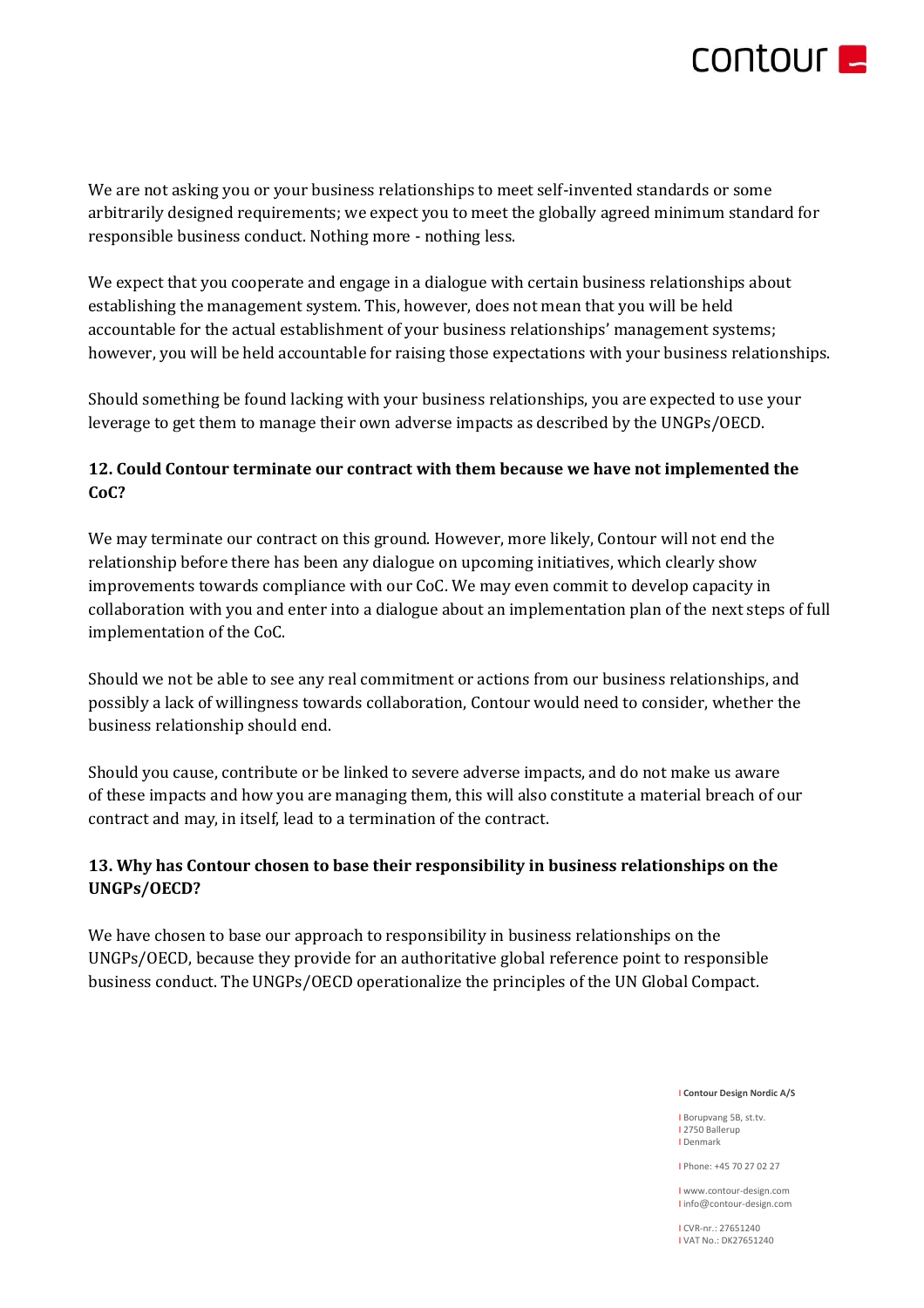We are not asking you or your business relationships to meet self-invented standards or some arbitrarily designed requirements; we expect you to meet the globally agreed minimum standard for responsible business conduct. Nothing more - nothing less.

We expect that you cooperate and engage in a dialogue with certain business relationships about establishing the management system. This, however, does not mean that you will be held accountable for the actual establishment of your business relationships' management systems; however, you will be held accountable for raising those expectations with your business relationships.

Should something be found lacking with your business relationships, you are expected to use your leverage to get them to manage their own adverse impacts as described by the UNGPs/OECD.

### 12. Could Contour terminate our contract with them because we have not implemented the CoC?

We may terminate our contract on this ground. However, more likely, Contour will not end the relationship before there has been any dialogue on upcoming initiatives, which clearly show improvements towards compliance with our CoC. We may even commit to develop capacity in collaboration with you and enter into a dialogue about an implementation plan of the next steps of full implementation of the CoC.

Should we not be able to see any real commitment or actions from our business relationships, and possibly a lack of willingness towards collaboration, Contour would need to consider, whether the business relationship should end.

Should you cause, contribute or be linked to severe adverse impacts, and do not make us aware of these impacts and how you are managing them, this will also constitute a material breach of our contract and may, in itself, lead to a termination of the contract.

### 13. Why has Contour chosen to base their responsibility in business relationships on the UNGPs/OECD?

We have chosen to base our approach to responsibility in business relationships on the UNGPs/OECD, because they provide for an authoritative global reference point to responsible business conduct. The UNGPs/OECD operationalize the principles of the UN Global Compact.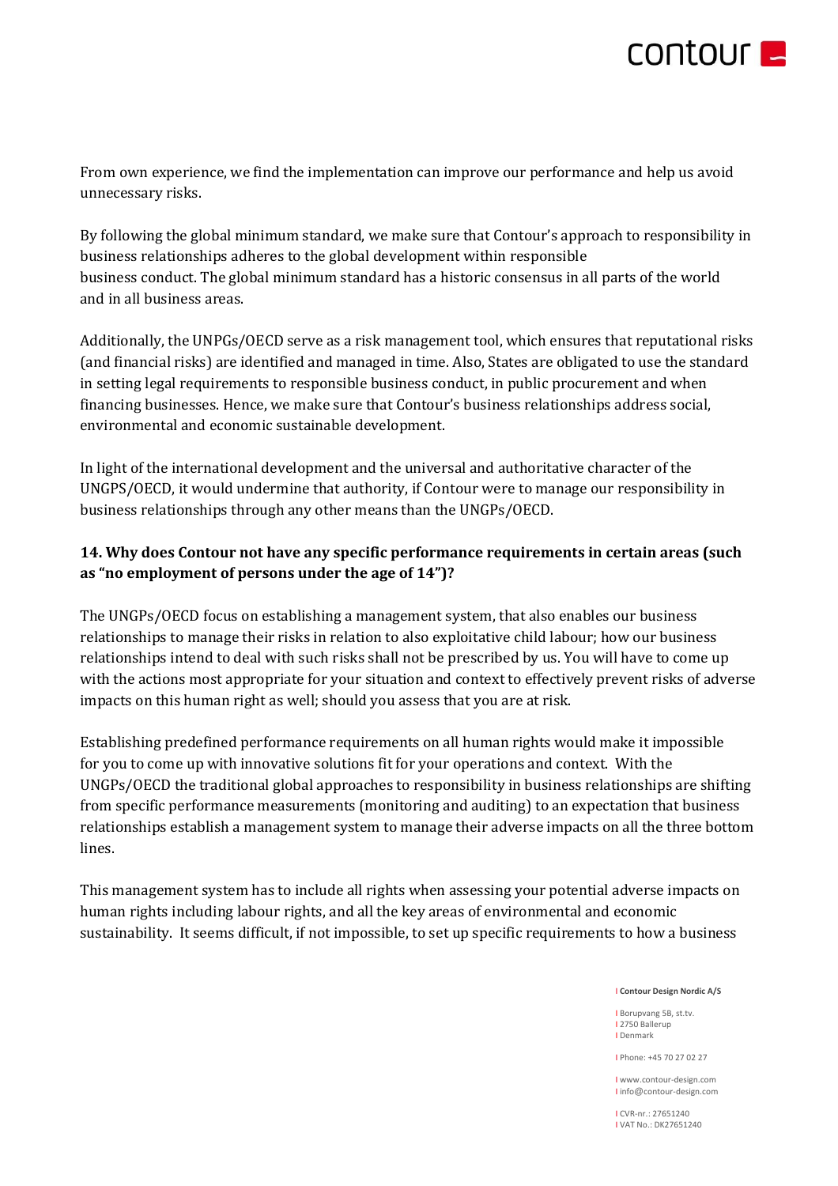From own experience, we find the implementation can improve our performance and help us avoid unnecessary risks.

By following the global minimum standard, we make sure that Contour's approach to responsibility in business relationships adheres to the global development within responsible business conduct. The global minimum standard has a historic consensus in all parts of the world and in all business areas.

Additionally, the UNPGs/OECD serve as a risk management tool, which ensures that reputational risks (and financial risks) are identified and managed in time. Also, States are obligated to use the standard in setting legal requirements to responsible business conduct, in public procurement and when financing businesses. Hence, we make sure that Contour's business relationships address social, environmental and economic sustainable development.

In light of the international development and the universal and authoritative character of the UNGPS/OECD, it would undermine that authority, if Contour were to manage our responsibility in business relationships through any other means than the UNGPs/OECD.

### 14. Why does Contour not have any specific performance requirements in certain areas (such as "no employment of persons under the age of 14")?

The UNGPs/OECD focus on establishing a management system, that also enables our business relationships to manage their risks in relation to also exploitative child labour; how our business relationships intend to deal with such risks shall not be prescribed by us. You will have to come up with the actions most appropriate for your situation and context to effectively prevent risks of adverse impacts on this human right as well; should you assess that you are at risk.

Establishing predefined performance requirements on all human rights would make it impossible for you to come up with innovative solutions fit for your operations and context. With the UNGPs/OECD the traditional global approaches to responsibility in business relationships are shifting from specific performance measurements (monitoring and auditing) to an expectation that business relationships establish a management system to manage their adverse impacts on all the three bottom lines.

This management system has to include all rights when assessing your potential adverse impacts on human rights including labour rights, and all the key areas of environmental and economic sustainability. It seems difficult, if not impossible, to set up specific requirements to how a business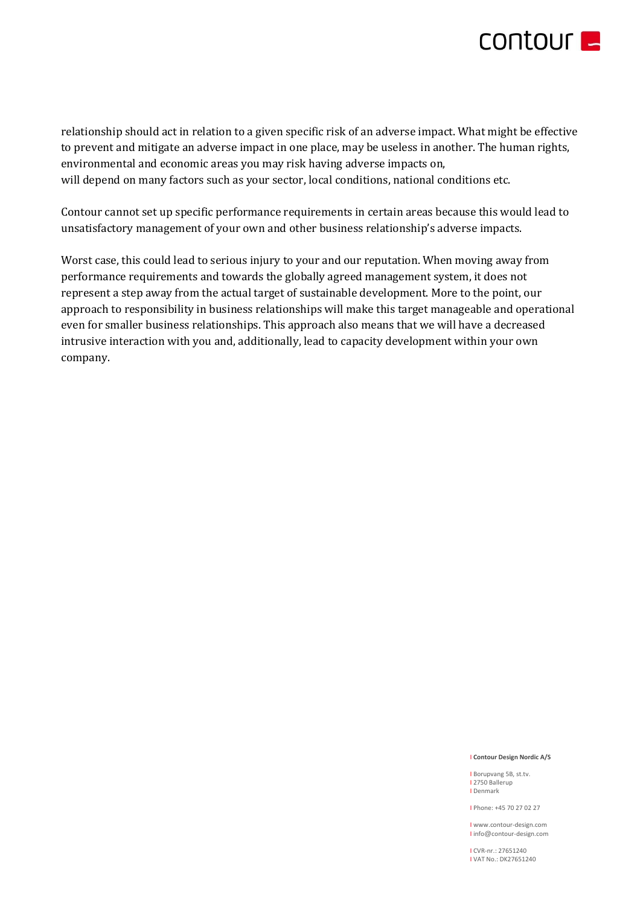relationship should act in relation to a given specific risk of an adverse impact. What might be effective to prevent and mitigate an adverse impact in one place, may be useless in another. The human rights, environmental and economic areas you may risk having adverse impacts on, will depend on many factors such as your sector, local conditions, national conditions etc.

Contour cannot set up specific performance requirements in certain areas because this would lead to unsatisfactory management of your own and other business relationship's adverse impacts.

Worst case, this could lead to serious injury to your and our reputation. When moving away from performance requirements and towards the globally agreed management system, it does not represent a step away from the actual target of sustainable development. More to the point, our approach to responsibility in business relationships will make this target manageable and operational even for smaller business relationships. This approach also means that we will have a decreased intrusive interaction with you and, additionally, lead to capacity development within your own company.